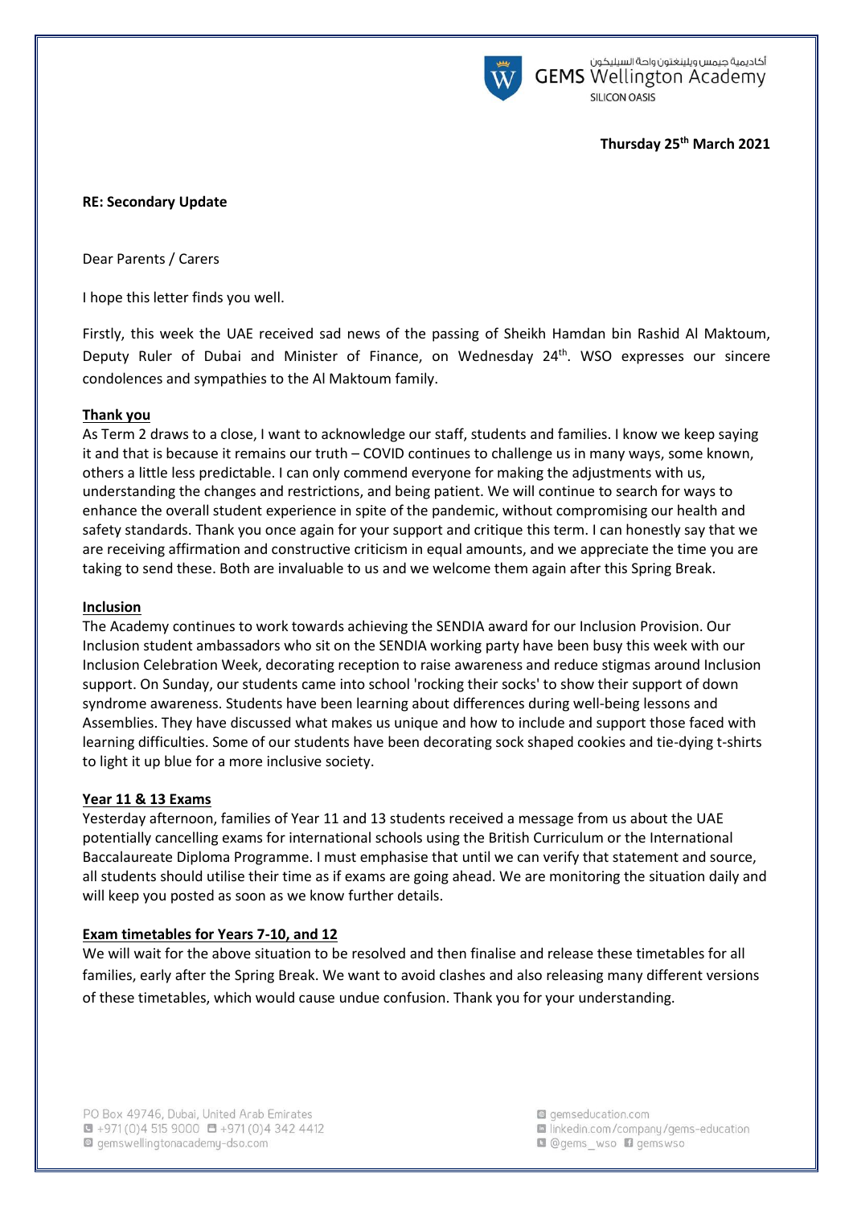**Thursday 25th March 2021**

**RE: Secondary Update**

Dear Parents / Carers

I hope this letter finds you well.

Firstly, this week the UAE received sad news of the passing of Sheikh Hamdan bin Rashid Al Maktoum, Deputy Ruler of Dubai and Minister of Finance, on Wednesday 24th. WSO expresses our sincere condolences and sympathies to the Al Maktoum family.

**Thank you**

As Term 2 draws to a close, I want to acknowledge our staff, students and families. I know we keep saying it and that is because it remains our truth – COVID continues to challenge us in many ways, some known, others a little less predictable. I can only commend everyone for making the adjustments with us, understanding the changes and restrictions, and being patient. We will continue to search for ways to enhance the overall student experience in spite of the pandemic, without compromising our health and safety standards. Thank you once again for your support and critique this term. I can honestly say that we are receiving affirmation and constructive criticism in equal amounts, and we appreciate the time you are taking to send these. Both are invaluable to us and we welcome them again after this Spring Break.

**Inclusion**

The Academy continues to work towards achieving the SENDIA award for our Inclusion Provision. Our Inclusion student ambassadors who sit on the SENDIA working party have been busy this week with our Inclusion Celebration Week, decorating reception to raise awareness and reduce stigmas around Inclusion support. On Sunday, our students came into school 'rocking their socks' to show their support of down syndrome awareness. Students have been learning about differences during well-being lessons and Assemblies. They have discussed what makes us unique and how to include and support those faced with learning difficulties. Some of our students have been decorating sock shaped cookies and tie-dying t-shirts to light it up blue for a more inclusive society.

**Year 11 & 13 Exams**

Yesterday afternoon, families of Year 11 and 13 students received a message from us about the UAE potentially cancelling exams for international schools using the British Curriculum or the International Baccalaureate Diploma Programme. I must emphasise that until we can verify that statement and source, all students should utilise their time as if exams are going ahead. We are monitoring the situation daily and will keep you posted as soon as we know further details.

**Exam timetables for Years 7-10, and 12**

We will wait for the above situation to be resolved and then finalise and release these timetables for all families, early after the Spring Break. We want to avoid clashes and also releasing many different versions of these timetables, which would cause undue confusion. Thank you for your understanding.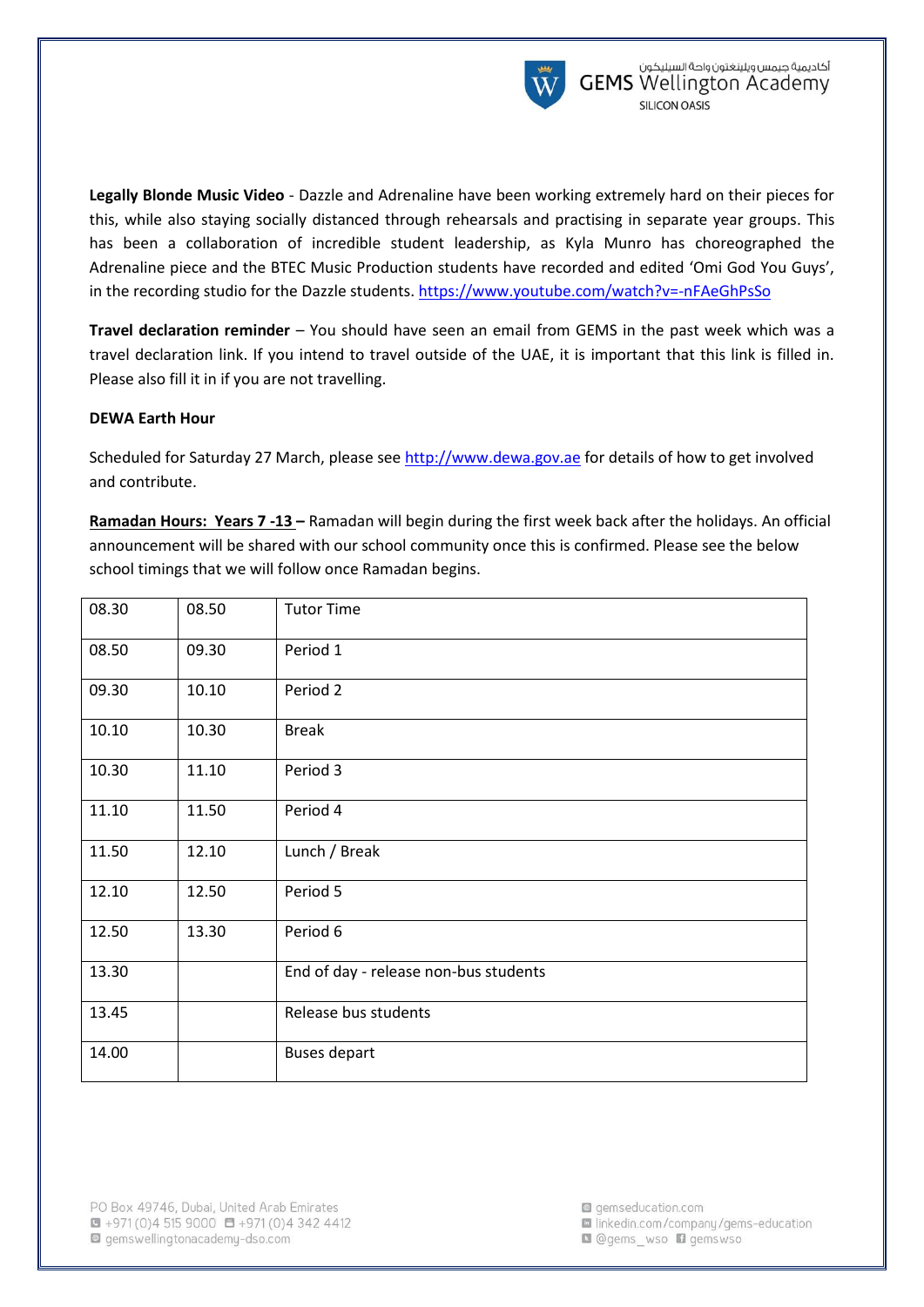**Legally Blonde Music Video** - Dazzle and Adrenaline have been working extremely hard on their pieces for this, while also staying socially distanced through rehearsals and practising in separate year groups. This has been a collaboration of incredible student leadership, as Kyla Munro has choreographed the Adrenaline piece and the BTEC Music Production students have recorded and edited 'Omi God You Guys', in the recording studio for the Dazzle students. https://www.youtube.com/watch?v=-nFAeGhPsSo

**Travel declaration reminder** – You should have seen an email from GEMS in the past week which was a travel declaration link. If you intend to travel outside of the UAE, it is important that this link is filled in. Please also fill it in if you are not travelling.

**DEWA Earth Hour**

Scheduled for Saturday 27 March, please see http://www.dewa.gov.ae for details of how to get involved and contribute.

**Ramadan Hours: Years 7 -13 –** Ramadan will begin during the first week back after the holidays. An official announcement will be shared with our school community once this is confirmed. Please see the below school timings that we will follow once Ramadan begins.

| | | |
|---|---|---|
| 08.30 | 08.50 | Tutor Time |
| 08.50 | 09.30 | Period 1 |
| 09.30 | 10.10 | Period 2 |
| 10.10 | 10.30 | Break |
| 10.30 | 11.10 | Period 3 |
| 11.10 | 11.50 | Period 4 |
| 11.50 | 12.10 | Lunch / Break |
| 12.10 | 12.50 | Period 5 |
| 12.50 | 13.30 | Period 6 |
| 13.30 | | End of day - release non-bus students |
| 13.45 | | Release bus students |
| 14.00 | | Buses depart |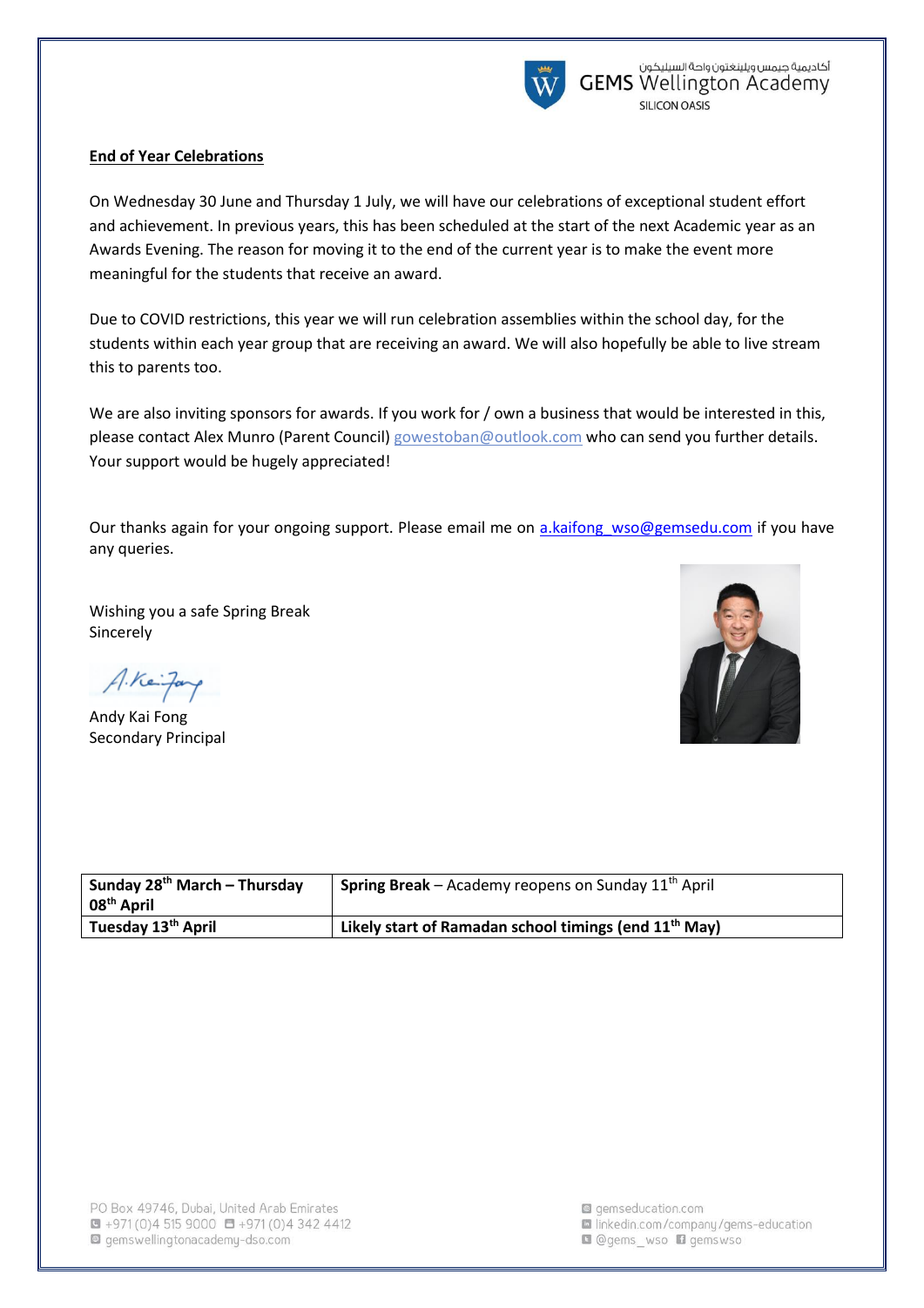## End of Year Celebrations

On Wednesday 30 June and Thursday 1 July, we will have our celebrations of exceptional student effort and achievement. In previous years, this has been scheduled at the start of the next Academic year as an Awards Evening. The reason for moving it to the end of the current year is to make the event more meaningful for the students that receive an award.

Due to COVID restrictions, this year we will run celebration assemblies within the school day, for the students within each year group that are receiving an award. We will also hopefully be able to live stream this to parents too.

We are also inviting sponsors for awards. If you work for / own a business that would be interested in this, please contact Alex Munro (Parent Council) gowestoban@outlook.com who can send you further details. Your support would be hugely appreciated!

Our thanks again for your ongoing support. Please email me on a.kaifong_wso@gemsedu.com if you have any queries.

Wishing you a safe Spring Break
Sincerely

Andy Kai Fong
Secondary Principal

| | |
|---|---|
| **Sunday 28th March – Thursday 08th April** | **Spring Break** – Academy reopens on Sunday 11th April |
| **Tuesday 13th April** | **Likely start of Ramadan school timings (end 11th May)** |

PO Box 49746, Dubai, United Arab Emirates
+971 (0)4 515 9000 +971 (0)4 342 4412
gemswellingtonacademy-dso.com

gemseducation.com
linkedin.com/company/gems-education
@gems_wso gemswso